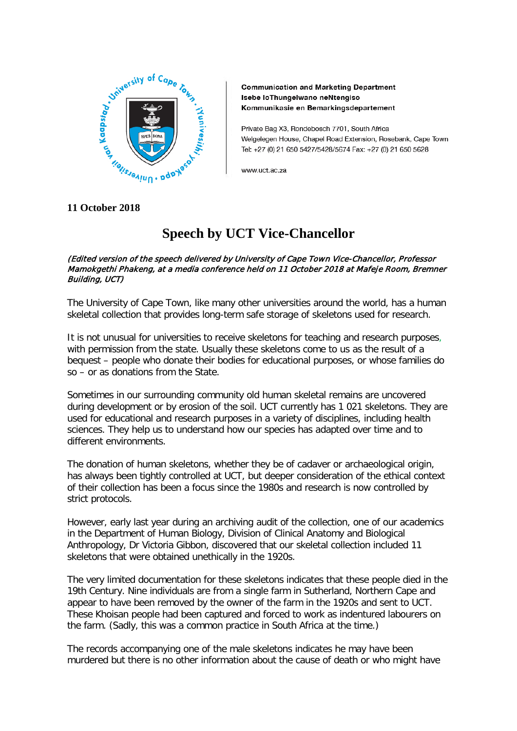**Communication and Marketing Department**
**Isebe loThungelwano neNtengiso**
**Kommunikasie en Bemarkingsdepartement**

Private Bag X3, Rondebosch 7701, South Africa
Welgelegen House, Chapel Road Extension, Rosebank, Cape Town
Tel: +27 (0) 21 650 5427/5428/5674 Fax: +27 (0) 21 650 5628

www.uct.ac.za

**11 October 2018**

# Speech by UCT Vice-Chancellor

*(Edited version of the speech delivered by University of Cape Town Vice-Chancellor, Professor Mamokgethi Phakeng, at a media conference held on 11 October 2018 at Mafeje Room, Bremner Building, UCT)*

The University of Cape Town, like many other universities around the world, has a human skeletal collection that provides long-term safe storage of skeletons used for research.

It is not unusual for universities to receive skeletons for teaching and research purposes, with permission from the state. Usually these skeletons come to us as the result of a bequest – people who donate their bodies for educational purposes, or whose families do so – or as donations from the State.

Sometimes in our surrounding community old human skeletal remains are uncovered during development or by erosion of the soil. UCT currently has 1 021 skeletons. They are used for educational and research purposes in a variety of disciplines, including health sciences. They help us to understand how our species has adapted over time and to different environments.

The donation of human skeletons, whether they be of cadaver or archaeological origin, has always been tightly controlled at UCT, but deeper consideration of the ethical context of their collection has been a focus since the 1980s and research is now controlled by strict protocols.

However, early last year during an archiving audit of the collection, one of our academics in the Department of Human Biology, Division of Clinical Anatomy and Biological Anthropology, Dr Victoria Gibbon, discovered that our skeletal collection included 11 skeletons that were obtained unethically in the 1920s.

The very limited documentation for these skeletons indicates that these people died in the 19th Century. Nine individuals are from a single farm in Sutherland, Northern Cape and appear to have been removed by the owner of the farm in the 1920s and sent to UCT. These Khoisan people had been captured and forced to work as indentured labourers on the farm. (Sadly, this was a common practice in South Africa at the time.)

The records accompanying one of the male skeletons indicates he may have been murdered but there is no other information about the cause of death or who might have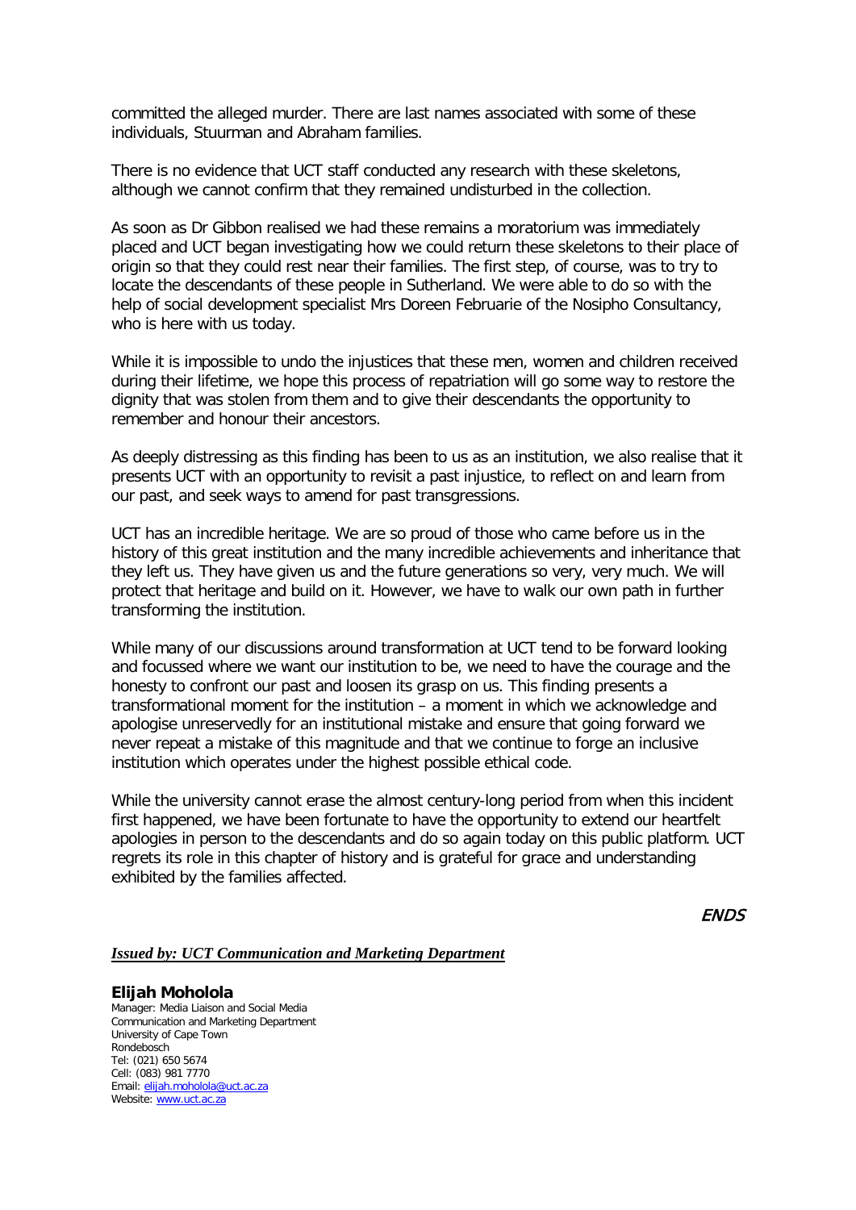committed the alleged murder. There are last names associated with some of these individuals, Stuurman and Abraham families.

There is no evidence that UCT staff conducted any research with these skeletons, although we cannot confirm that they remained undisturbed in the collection.

As soon as Dr Gibbon realised we had these remains a moratorium was immediately placed and UCT began investigating how we could return these skeletons to their place of origin so that they could rest near their families. The first step, of course, was to try to locate the descendants of these people in Sutherland. We were able to do so with the help of social development specialist Mrs Doreen Februarie of the Nosipho Consultancy, who is here with us today.

While it is impossible to undo the injustices that these men, women and children received during their lifetime, we hope this process of repatriation will go some way to restore the dignity that was stolen from them and to give their descendants the opportunity to remember and honour their ancestors.

As deeply distressing as this finding has been to us as an institution, we also realise that it presents UCT with an opportunity to revisit a past injustice, to reflect on and learn from our past, and seek ways to amend for past transgressions.

UCT has an incredible heritage. We are so proud of those who came before us in the history of this great institution and the many incredible achievements and inheritance that they left us. They have given us and the future generations so very, very much. We will protect that heritage and build on it. However, we have to walk our own path in further transforming the institution.

While many of our discussions around transformation at UCT tend to be forward looking and focussed where we want our institution to be, we need to have the courage and the honesty to confront our past and loosen its grasp on us. This finding presents a transformational moment for the institution – a moment in which we acknowledge and apologise unreservedly for an institutional mistake and ensure that going forward we never repeat a mistake of this magnitude and that we continue to forge an inclusive institution which operates under the highest possible ethical code.

While the university cannot erase the almost century-long period from when this incident first happened, we have been fortunate to have the opportunity to extend our heartfelt apologies in person to the descendants and do so again today on this public platform. UCT regrets its role in this chapter of history and is grateful for grace and understanding exhibited by the families affected.

*ENDS*

***Issued by: UCT Communication and Marketing Department***

**Elijah Moholola**
Manager: Media Liaison and Social Media
Communication and Marketing Department
University of Cape Town
Rondebosch
Tel: (021) 650 5674
Cell: (083) 981 7770
Email: elijah.moholola@uct.ac.za
Website: www.uct.ac.za